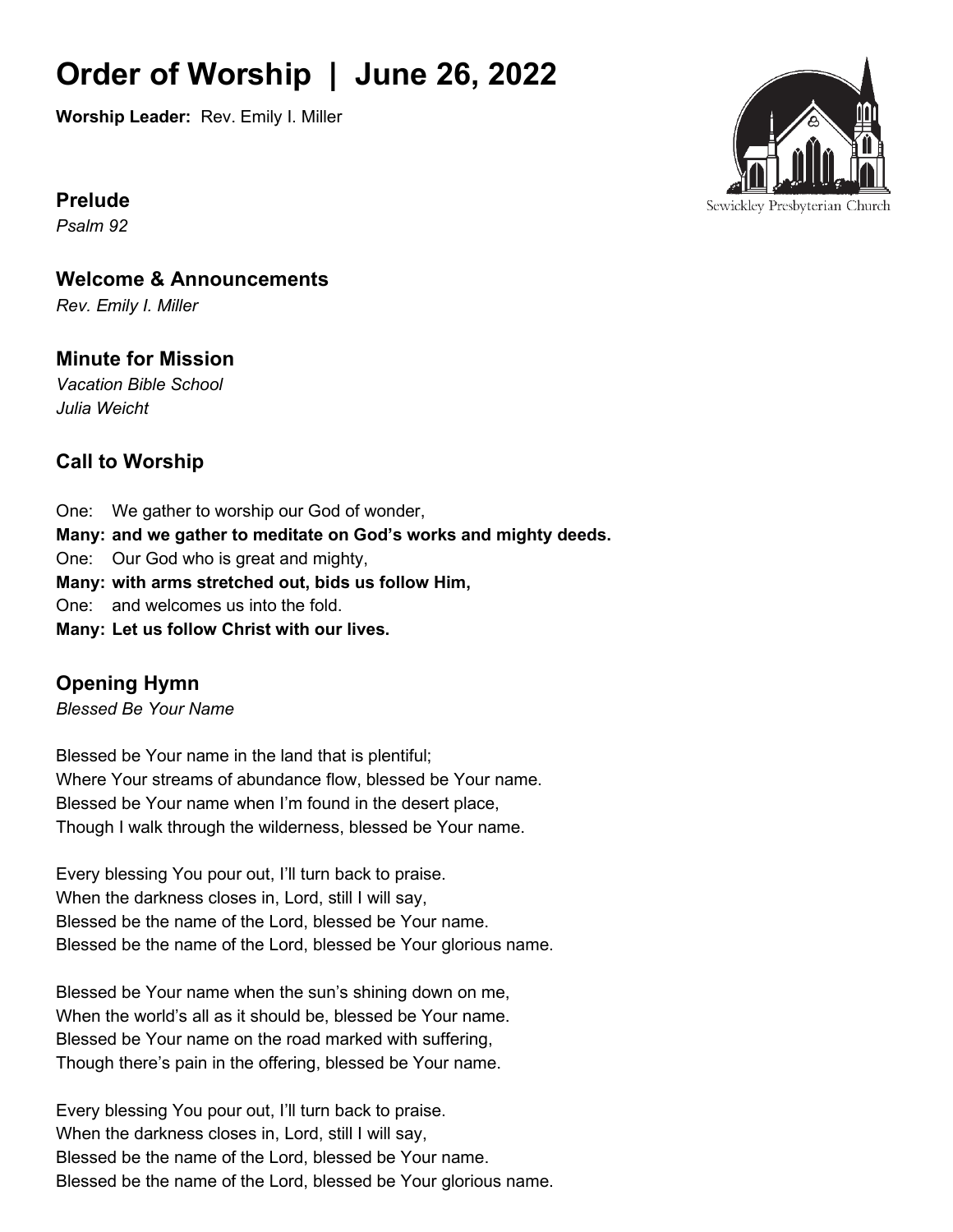# Order of Worship | June 26, 2022

**Worship Leader:** Rev. Emily I. Miller

Sewickley Presbyterian Church

## Prelude

*Psalm 92*

## Welcome & Announcements

*Rev. Emily I. Miller*

## Minute for Mission

*Vacation Bible School*
*Julia Weicht*

## Call to Worship

One: We gather to worship our God of wonder,
**Many: and we gather to meditate on God's works and mighty deeds.**
One: Our God who is great and mighty,
**Many: with arms stretched out, bids us follow Him,**
One: and welcomes us into the fold.
**Many: Let us follow Christ with our lives.**

## Opening Hymn

*Blessed Be Your Name*

Blessed be Your name in the land that is plentiful;
Where Your streams of abundance flow, blessed be Your name.
Blessed be Your name when I'm found in the desert place,
Though I walk through the wilderness, blessed be Your name.

Every blessing You pour out, I'll turn back to praise.
When the darkness closes in, Lord, still I will say,
Blessed be the name of the Lord, blessed be Your name.
Blessed be the name of the Lord, blessed be Your glorious name.

Blessed be Your name when the sun's shining down on me,
When the world's all as it should be, blessed be Your name.
Blessed be Your name on the road marked with suffering,
Though there's pain in the offering, blessed be Your name.

Every blessing You pour out, I'll turn back to praise.
When the darkness closes in, Lord, still I will say,
Blessed be the name of the Lord, blessed be Your name.
Blessed be the name of the Lord, blessed be Your glorious name.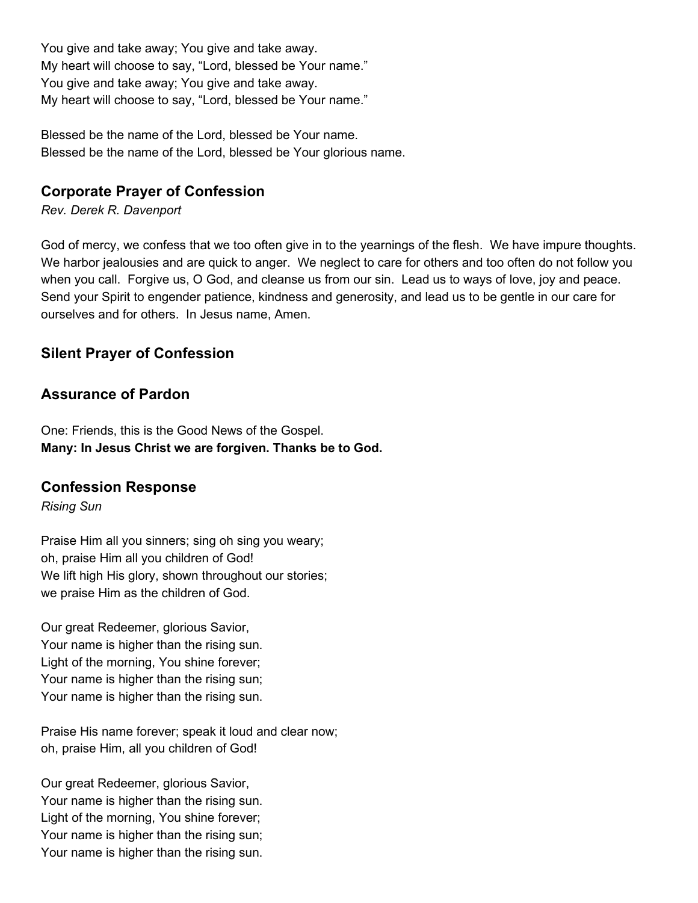You give and take away; You give and take away.
My heart will choose to say, “Lord, blessed be Your name.”
You give and take away; You give and take away.
My heart will choose to say, “Lord, blessed be Your name.”

Blessed be the name of the Lord, blessed be Your name.
Blessed be the name of the Lord, blessed be Your glorious name.

## Corporate Prayer of Confession

*Rev. Derek R. Davenport*

God of mercy, we confess that we too often give in to the yearnings of the flesh. We have impure thoughts. We harbor jealousies and are quick to anger. We neglect to care for others and too often do not follow you when you call. Forgive us, O God, and cleanse us from our sin. Lead us to ways of love, joy and peace. Send your Spirit to engender patience, kindness and generosity, and lead us to be gentle in our care for ourselves and for others. In Jesus name, Amen.

## Silent Prayer of Confession

## Assurance of Pardon

One: Friends, this is the Good News of the Gospel.
**Many: In Jesus Christ we are forgiven. Thanks be to God.**

## Confession Response

*Rising Sun*

Praise Him all you sinners; sing oh sing you weary;
oh, praise Him all you children of God!
We lift high His glory, shown throughout our stories;
we praise Him as the children of God.

Our great Redeemer, glorious Savior,
Your name is higher than the rising sun.
Light of the morning, You shine forever;
Your name is higher than the rising sun;
Your name is higher than the rising sun.

Praise His name forever; speak it loud and clear now;
oh, praise Him, all you children of God!

Our great Redeemer, glorious Savior,
Your name is higher than the rising sun.
Light of the morning, You shine forever;
Your name is higher than the rising sun;
Your name is higher than the rising sun.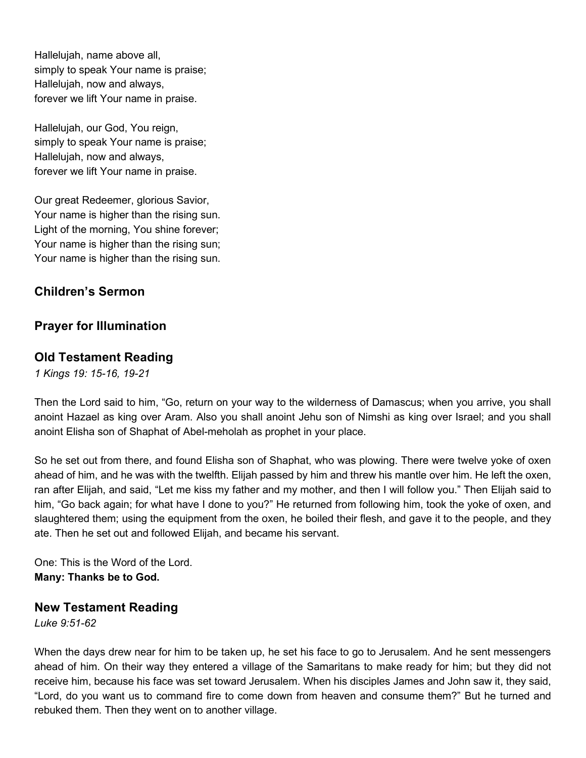Hallelujah, name above all,  
simply to speak Your name is praise;  
Hallelujah, now and always,  
forever we lift Your name in praise.

Hallelujah, our God, You reign,  
simply to speak Your name is praise;  
Hallelujah, now and always,  
forever we lift Your name in praise.

Our great Redeemer, glorious Savior,  
Your name is higher than the rising sun.  
Light of the morning, You shine forever;  
Your name is higher than the rising sun;  
Your name is higher than the rising sun.

## Children's Sermon

## Prayer for Illumination

## Old Testament Reading

*1 Kings 19: 15-16, 19-21*

Then the Lord said to him, "Go, return on your way to the wilderness of Damascus; when you arrive, you shall anoint Hazael as king over Aram. Also you shall anoint Jehu son of Nimshi as king over Israel; and you shall anoint Elisha son of Shaphat of Abel-meholah as prophet in your place.

So he set out from there, and found Elisha son of Shaphat, who was plowing. There were twelve yoke of oxen ahead of him, and he was with the twelfth. Elijah passed by him and threw his mantle over him. He left the oxen, ran after Elijah, and said, "Let me kiss my father and my mother, and then I will follow you." Then Elijah said to him, "Go back again; for what have I done to you?" He returned from following him, took the yoke of oxen, and slaughtered them; using the equipment from the oxen, he boiled their flesh, and gave it to the people, and they ate. Then he set out and followed Elijah, and became his servant.

One: This is the Word of the Lord.  
**Many: Thanks be to God.**

## New Testament Reading

*Luke 9:51-62*

When the days drew near for him to be taken up, he set his face to go to Jerusalem. And he sent messengers ahead of him. On their way they entered a village of the Samaritans to make ready for him; but they did not receive him, because his face was set toward Jerusalem. When his disciples James and John saw it, they said, "Lord, do you want us to command fire to come down from heaven and consume them?" But he turned and rebuked them. Then they went on to another village.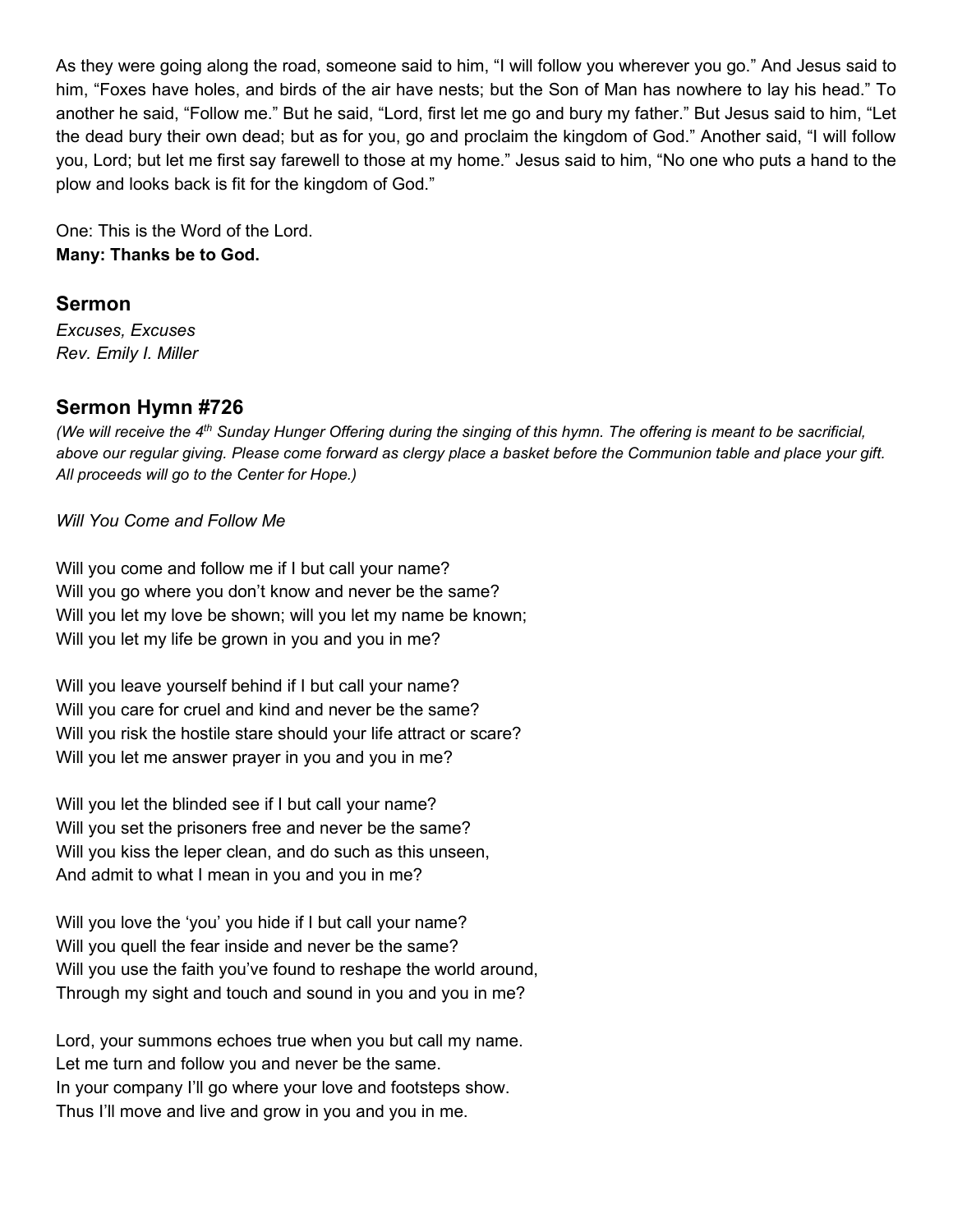As they were going along the road, someone said to him, “I will follow you wherever you go.” And Jesus said to him, “Foxes have holes, and birds of the air have nests; but the Son of Man has nowhere to lay his head.” To another he said, “Follow me.” But he said, “Lord, first let me go and bury my father.” But Jesus said to him, “Let the dead bury their own dead; but as for you, go and proclaim the kingdom of God.” Another said, “I will follow you, Lord; but let me first say farewell to those at my home.” Jesus said to him, “No one who puts a hand to the plow and looks back is fit for the kingdom of God.”

One: This is the Word of the Lord.
**Many: Thanks be to God.**

## Sermon

*Excuses, Excuses*
*Rev. Emily I. Miller*

## Sermon Hymn #726

*(We will receive the 4th Sunday Hunger Offering during the singing of this hymn. The offering is meant to be sacrificial, above our regular giving. Please come forward as clergy place a basket before the Communion table and place your gift. All proceeds will go to the Center for Hope.)*

*Will You Come and Follow Me*

Will you come and follow me if I but call your name?
Will you go where you don’t know and never be the same?
Will you let my love be shown; will you let my name be known;
Will you let my life be grown in you and you in me?

Will you leave yourself behind if I but call your name?
Will you care for cruel and kind and never be the same?
Will you risk the hostile stare should your life attract or scare?
Will you let me answer prayer in you and you in me?

Will you let the blinded see if I but call your name?
Will you set the prisoners free and never be the same?
Will you kiss the leper clean, and do such as this unseen,
And admit to what I mean in you and you in me?

Will you love the ‘you’ you hide if I but call your name?
Will you quell the fear inside and never be the same?
Will you use the faith you’ve found to reshape the world around,
Through my sight and touch and sound in you and you in me?

Lord, your summons echoes true when you but call my name.
Let me turn and follow you and never be the same.
In your company I’ll go where your love and footsteps show.
Thus I’ll move and live and grow in you and you in me.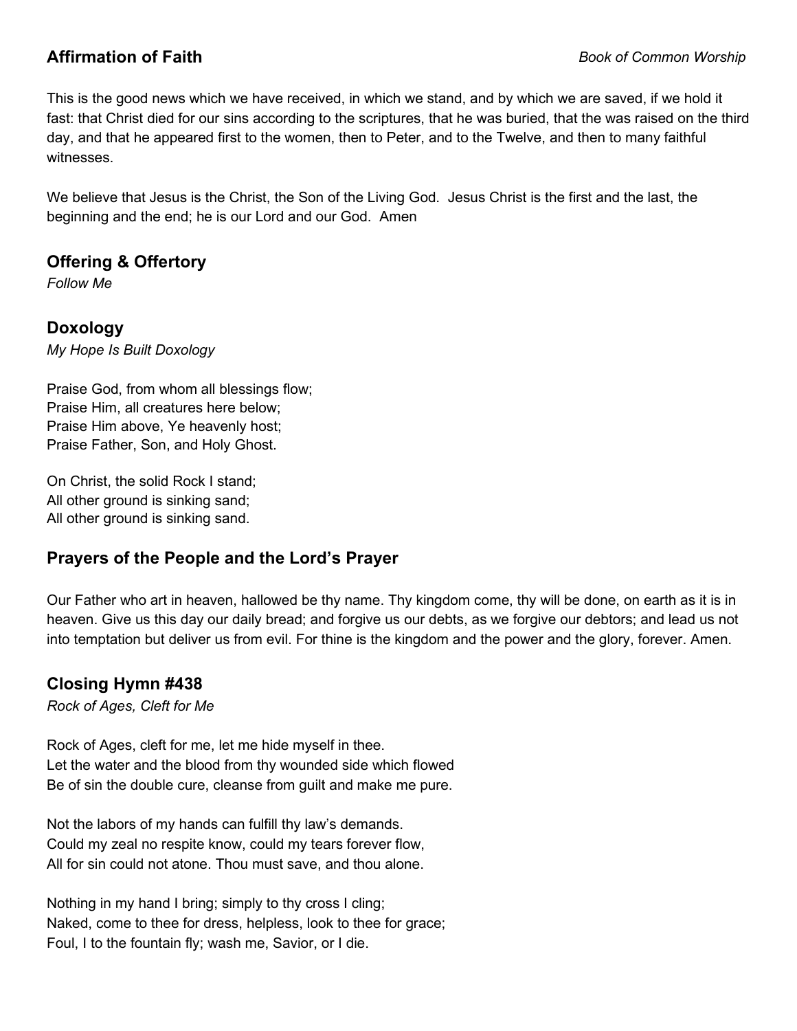## Affirmation of Faith

*Book of Common Worship*

This is the good news which we have received, in which we stand, and by which we are saved, if we hold it fast: that Christ died for our sins according to the scriptures, that he was buried, that the was raised on the third day, and that he appeared first to the women, then to Peter, and to the Twelve, and then to many faithful witnesses.

We believe that Jesus is the Christ, the Son of the Living God. Jesus Christ is the first and the last, the beginning and the end; he is our Lord and our God. Amen

## Offering & Offertory

*Follow Me*

## Doxology

*My Hope Is Built Doxology*

Praise God, from whom all blessings flow;
Praise Him, all creatures here below;
Praise Him above, Ye heavenly host;
Praise Father, Son, and Holy Ghost.

On Christ, the solid Rock I stand;
All other ground is sinking sand;
All other ground is sinking sand.

## Prayers of the People and the Lord's Prayer

Our Father who art in heaven, hallowed be thy name. Thy kingdom come, thy will be done, on earth as it is in heaven. Give us this day our daily bread; and forgive us our debts, as we forgive our debtors; and lead us not into temptation but deliver us from evil. For thine is the kingdom and the power and the glory, forever. Amen.

## Closing Hymn #438

*Rock of Ages, Cleft for Me*

Rock of Ages, cleft for me, let me hide myself in thee.
Let the water and the blood from thy wounded side which flowed
Be of sin the double cure, cleanse from guilt and make me pure.

Not the labors of my hands can fulfill thy law's demands.
Could my zeal no respite know, could my tears forever flow,
All for sin could not atone. Thou must save, and thou alone.

Nothing in my hand I bring; simply to thy cross I cling;
Naked, come to thee for dress, helpless, look to thee for grace;
Foul, I to the fountain fly; wash me, Savior, or I die.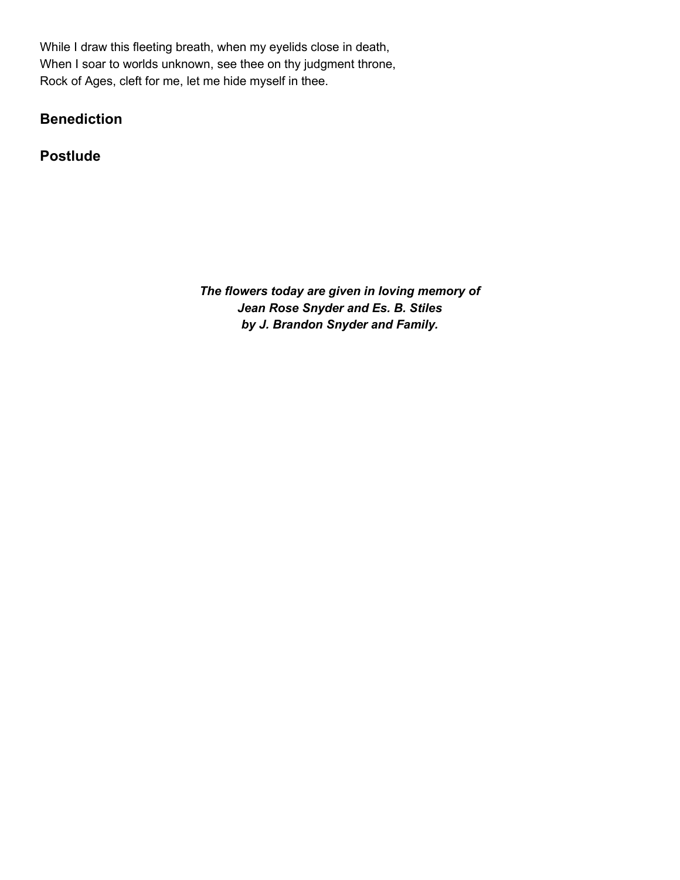While I draw this fleeting breath, when my eyelids close in death,
When I soar to worlds unknown, see thee on thy judgment throne,
Rock of Ages, cleft for me, let me hide myself in thee.

## Benediction

## Postlude

***The flowers today are given in loving memory of***
***Jean Rose Snyder and Es. B. Stiles***
***by J. Brandon Snyder and Family.***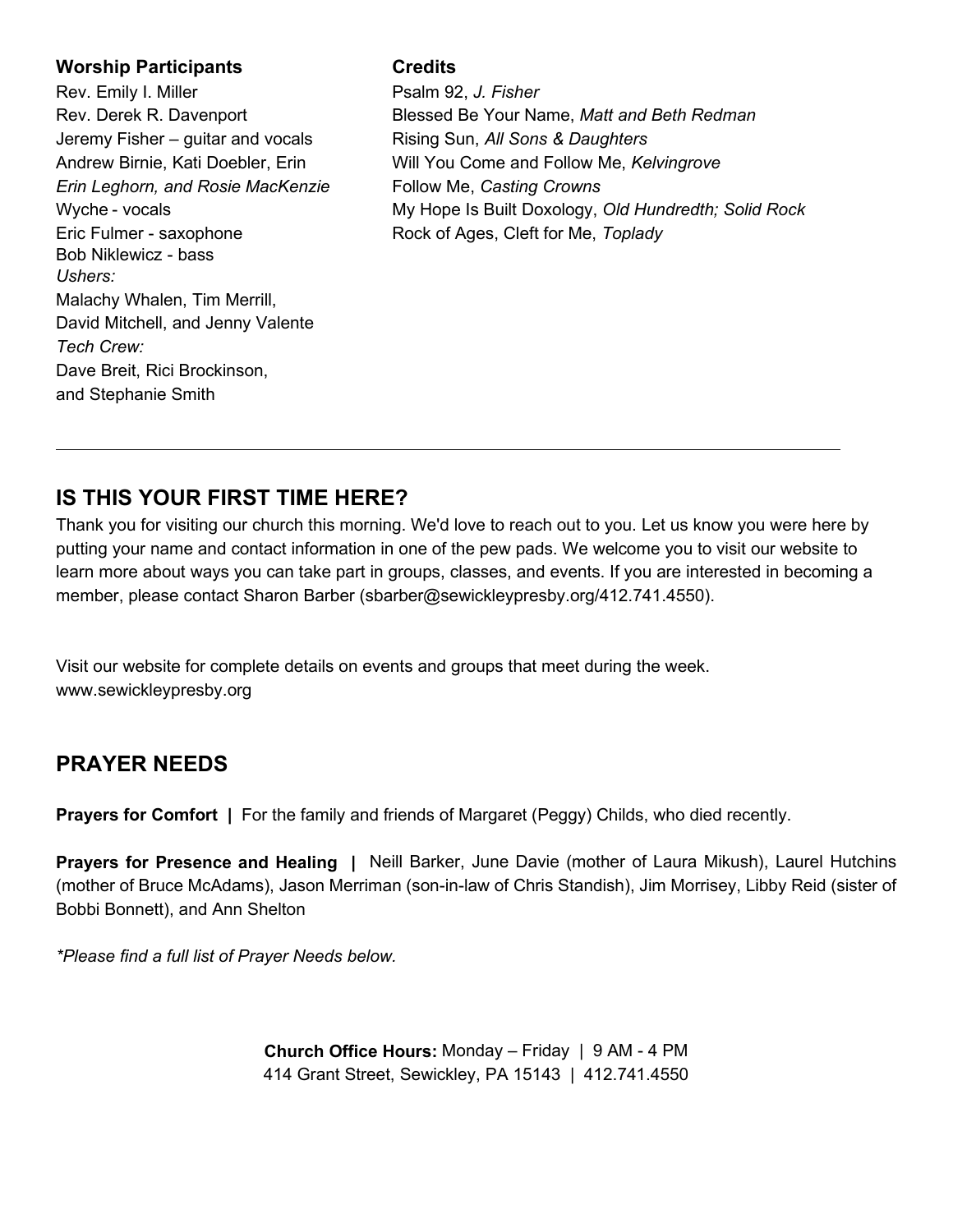**Worship Participants**

Rev. Emily I. Miller
Rev. Derek R. Davenport
Jeremy Fisher – guitar and vocals
Andrew Birnie, Kati Doebler, Erin
*Erin Leghorn, and Rosie MacKenzie*
Wyche - vocals
Eric Fulmer - saxophone
Bob Niklewicz - bass
*Ushers:*
Malachy Whalen, Tim Merrill,
David Mitchell, and Jenny Valente
*Tech Crew:*
Dave Breit, Rici Brockinson,
and Stephanie Smith

**Credits**

Psalm 92, *J. Fisher*
Blessed Be Your Name, *Matt and Beth Redman*
Rising Sun, *All Sons & Daughters*
Will You Come and Follow Me, *Kelvingrove*
Follow Me, *Casting Crowns*
My Hope Is Built Doxology, *Old Hundredth; Solid Rock*
Rock of Ages, Cleft for Me, *Toplady*

---

## IS THIS YOUR FIRST TIME HERE?

Thank you for visiting our church this morning. We'd love to reach out to you. Let us know you were here by putting your name and contact information in one of the pew pads. We welcome you to visit our website to learn more about ways you can take part in groups, classes, and events. If you are interested in becoming a member, please contact Sharon Barber (sbarber@sewickleypresby.org/412.741.4550).

Visit our website for complete details on events and groups that meet during the week.
www.sewickleypresby.org

## PRAYER NEEDS

**Prayers for Comfort |** For the family and friends of Margaret (Peggy) Childs, who died recently.

**Prayers for Presence and Healing |** Neill Barker, June Davie (mother of Laura Mikush), Laurel Hutchins (mother of Bruce McAdams), Jason Merriman (son-in-law of Chris Standish), Jim Morrisey, Libby Reid (sister of Bobbi Bonnett), and Ann Shelton

*\*Please find a full list of Prayer Needs below.*

**Church Office Hours:** Monday – Friday | 9 AM - 4 PM
414 Grant Street, Sewickley, PA 15143 | 412.741.4550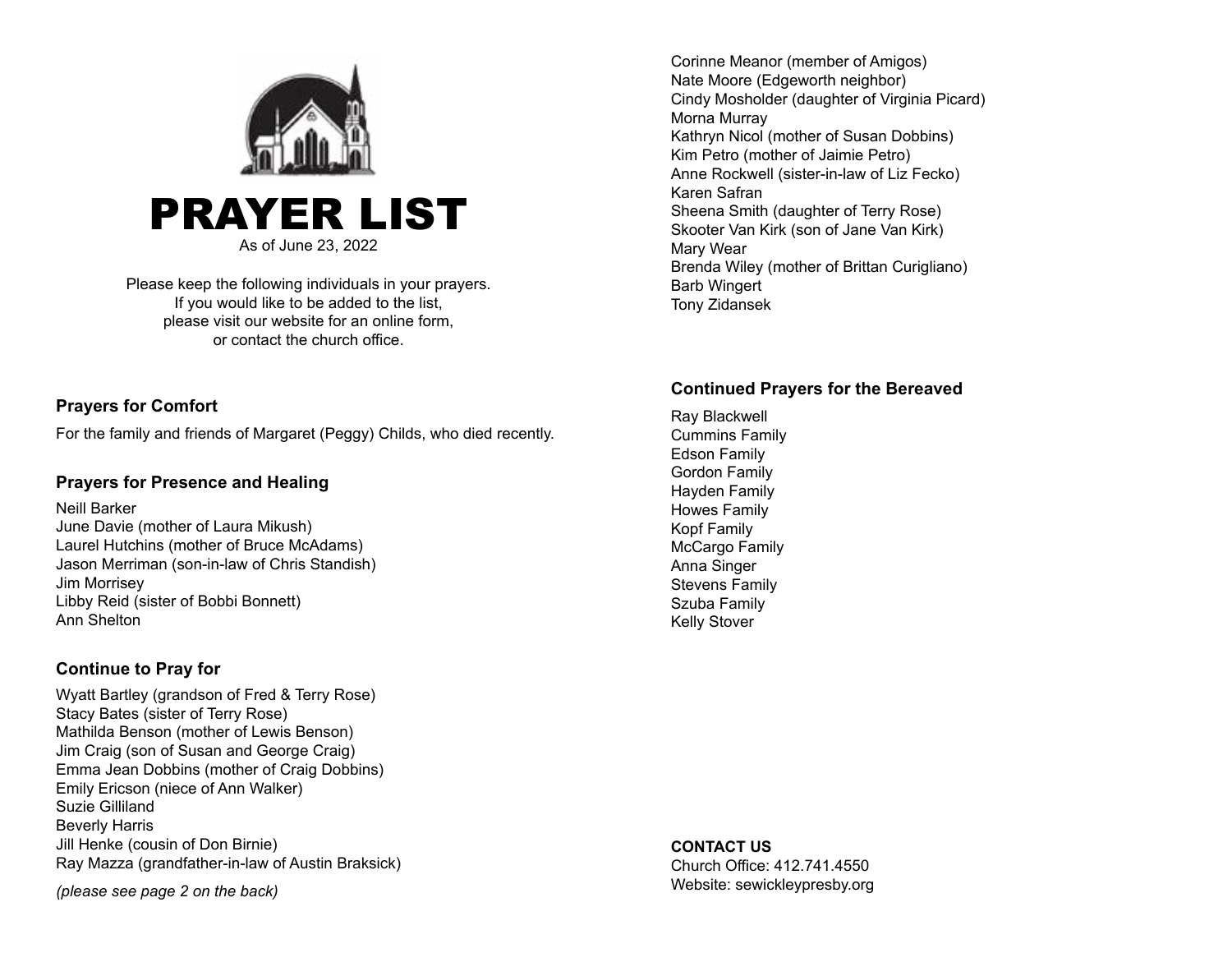# PRAYER LIST

As of June 23, 2022

Please keep the following individuals in your prayers.
If you would like to be added to the list,
please visit our website for an online form,
or contact the church office.

### Prayers for Comfort

For the family and friends of Margaret (Peggy) Childs, who died recently.

### Prayers for Presence and Healing

Neill Barker
June Davie (mother of Laura Mikush)
Laurel Hutchins (mother of Bruce McAdams)
Jason Merriman (son-in-law of Chris Standish)
Jim Morrisey
Libby Reid (sister of Bobbi Bonnett)
Ann Shelton

### Continue to Pray for

Wyatt Bartley (grandson of Fred & Terry Rose)
Stacy Bates (sister of Terry Rose)
Mathilda Benson (mother of Lewis Benson)
Jim Craig (son of Susan and George Craig)
Emma Jean Dobbins (mother of Craig Dobbins)
Emily Ericson (niece of Ann Walker)
Suzie Gilliland
Beverly Harris
Jill Henke (cousin of Don Birnie)
Ray Mazza (grandfather-in-law of Austin Braksick)

*(please see page 2 on the back)*

Corinne Meanor (member of Amigos)
Nate Moore (Edgeworth neighbor)
Cindy Mosholder (daughter of Virginia Picard)
Morna Murray
Kathryn Nicol (mother of Susan Dobbins)
Kim Petro (mother of Jaimie Petro)
Anne Rockwell (sister-in-law of Liz Fecko)
Karen Safran
Sheena Smith (daughter of Terry Rose)
Skooter Van Kirk (son of Jane Van Kirk)
Mary Wear
Brenda Wiley (mother of Brittan Curigliano)
Barb Wingert
Tony Zidansek

### Continued Prayers for the Bereaved

Ray Blackwell
Cummins Family
Edson Family
Gordon Family
Hayden Family
Howes Family
Kopf Family
McCargo Family
Anna Singer
Stevens Family
Szuba Family
Kelly Stover

**CONTACT US**
Church Office: 412.741.4550
Website: sewickleypresby.org